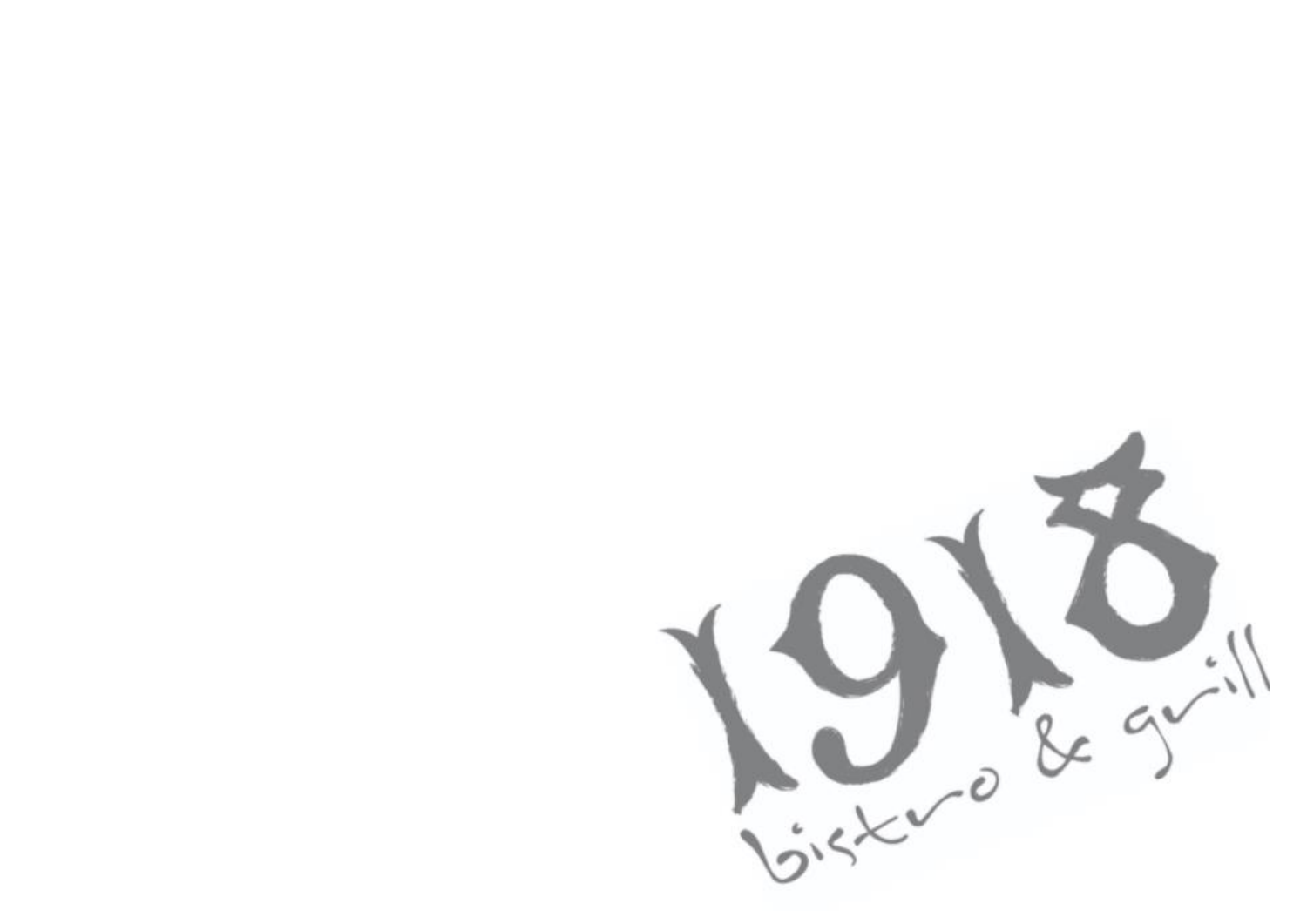# 1918

bistro & grill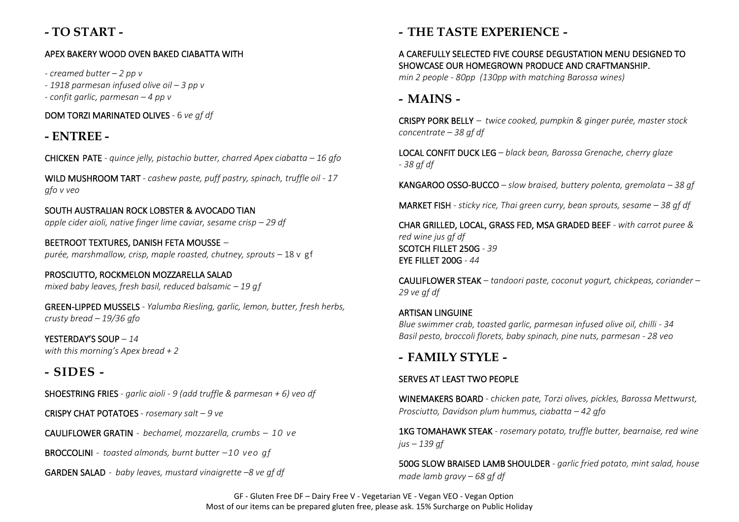## - TO START -

APEX BAKERY WOOD OVEN BAKED CIABATTA WITH

- *creamed butter – 2 pp v*
- *1918 parmesan infused olive oil – 3 pp v*
- *confit garlic, parmesan – 4 pp v*

DOM TORZI MARINATED OLIVES - 6 *ve gf df*

## - ENTREE -

CHICKEN PATE - *quince jelly, pistachio butter, charred Apex ciabatta – 16 gfo*

WILD MUSHROOM TART - *cashew paste, puff pastry, spinach, truffle oil - 17 gfo v veo*

SOUTH AUSTRALIAN ROCK LOBSTER & AVOCADO TIAN
*apple cider aioli, native finger lime caviar, sesame crisp – 29 df*

BEETROOT TEXTURES, DANISH FETA MOUSSE –
*purée, marshmallow, crisp, maple roasted, chutney, sprouts* – 18 v gf

PROSCIUTTO, ROCKMELON MOZZARELLA SALAD
*mixed baby leaves, fresh basil, reduced balsamic – 19 gf*

GREEN-LIPPED MUSSELS - *Yalumba Riesling, garlic, lemon, butter, fresh herbs, crusty bread – 19/36 gfo*

YESTERDAY'S SOUP – *14*
*with this morning's Apex bread + 2*

## - SIDES -

SHOESTRING FRIES - *garlic aioli - 9 (add truffle & parmesan + 6) veo df*

CRISPY CHAT POTATOES - *rosemary salt – 9 ve*

CAULIFLOWER GRATIN - *bechamel, mozzarella, crumbs – 10 ve*

BROCCOLINI - *toasted almonds, burnt butter –10 veo gf*

GARDEN SALAD - *baby leaves, mustard vinaigrette –8 ve gf df*

## - THE TASTE EXPERIENCE -

A CAREFULLY SELECTED FIVE COURSE DEGUSTATION MENU DESIGNED TO SHOWCASE OUR HOMEGROWN PRODUCE AND CRAFTMANSHIP.
*min 2 people - 80pp (130pp with matching Barossa wines)*

## - MAINS -

CRISPY PORK BELLY – *twice cooked, pumpkin & ginger purée, master stock concentrate – 38 gf df*

LOCAL CONFIT DUCK LEG – *black bean, Barossa Grenache, cherry glaze - 38 gf df*

KANGAROO OSSO-BUCCO – *slow braised, buttery polenta, gremolata – 38 gf*

MARKET FISH - *sticky rice, Thai green curry, bean sprouts, sesame – 38 gf df*

CHAR GRILLED, LOCAL, GRASS FED, MSA GRADED BEEF - *with carrot puree & red wine jus gf df*
SCOTCH FILLET 250G - *39*
EYE FILLET 200G - *44*

CAULIFLOWER STEAK – *tandoori paste, coconut yogurt, chickpeas, coriander – 29 ve gf df*

ARTISAN LINGUINE
*Blue swimmer crab, toasted garlic, parmesan infused olive oil, chilli - 34*
*Basil pesto, broccoli florets, baby spinach, pine nuts, parmesan - 28 veo*

## - FAMILY STYLE -

SERVES AT LEAST TWO PEOPLE

WINEMAKERS BOARD - *chicken pate, Torzi olives, pickles, Barossa Mettwurst, Prosciutto, Davidson plum hummus, ciabatta – 42 gfo*

1KG TOMAHAWK STEAK - *rosemary potato, truffle butter, bearnaise, red wine jus – 139 gf*

500G SLOW BRAISED LAMB SHOULDER - *garlic fried potato, mint salad, house made lamb gravy – 68 gf df*

GF - Gluten Free DF – Dairy Free V - Vegetarian VE - Vegan VEO - Vegan Option
Most of our items can be prepared gluten free, please ask. 15% Surcharge on Public Holiday